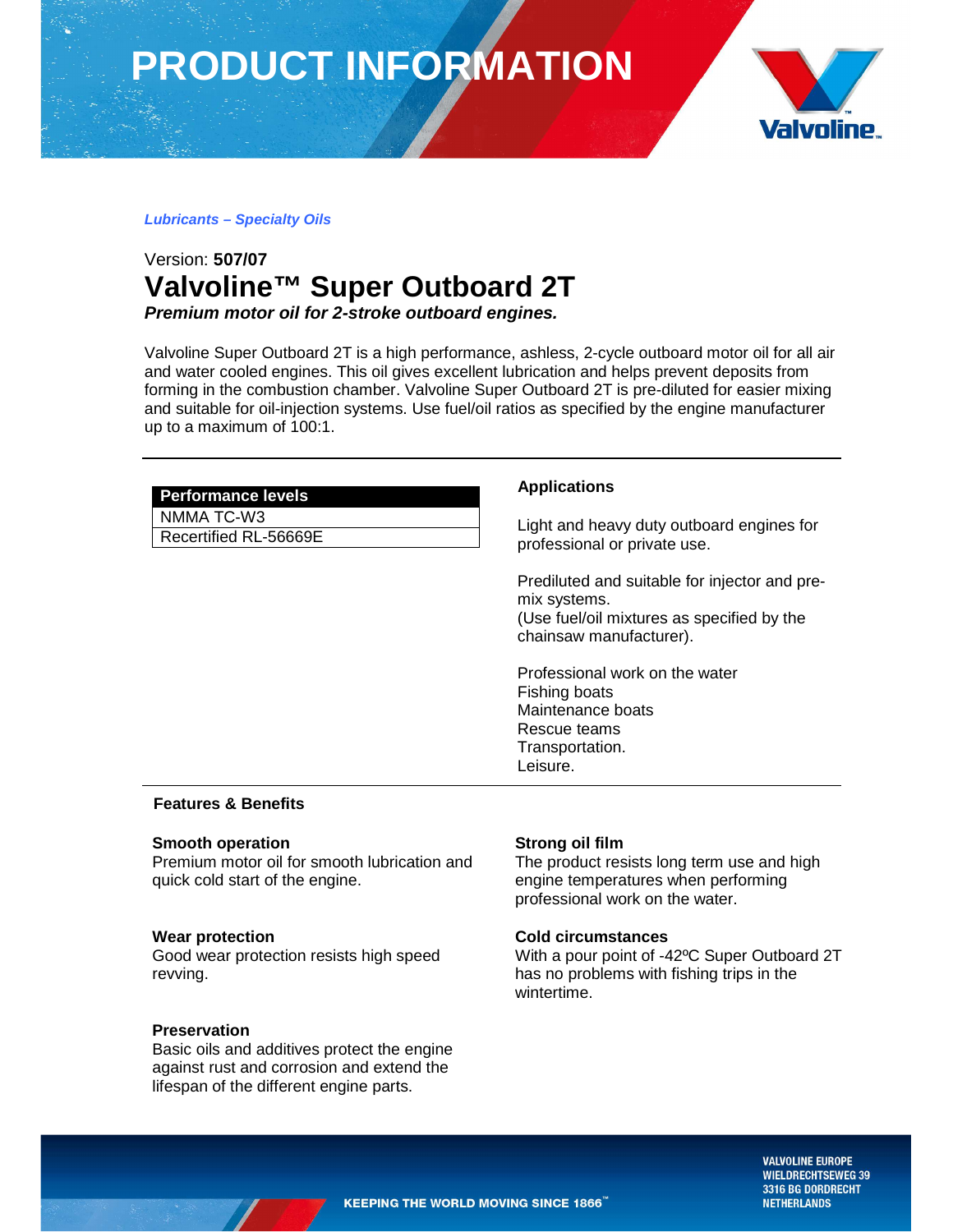# PRODUCT INFORMATION

*Lubricants – Specialty Oils*

Version: **507/07**

# Valvoline™ Super Outboard 2T

***Premium motor oil for 2-stroke outboard engines.***

Valvoline Super Outboard 2T is a high performance, ashless, 2-cycle outboard motor oil for all air and water cooled engines. This oil gives excellent lubrication and helps prevent deposits from forming in the combustion chamber. Valvoline Super Outboard 2T is pre-diluted for easier mixing and suitable for oil-injection systems. Use fuel/oil ratios as specified by the engine manufacturer up to a maximum of 100:1.

| Performance levels |
| --- |
| NMMA TC-W3 |
| Recertified RL-56669E |

## Applications

Light and heavy duty outboard engines for professional or private use.

Prediluted and suitable for injector and pre-mix systems.
(Use fuel/oil mixtures as specified by the chainsaw manufacturer).

Professional work on the water
Fishing boats
Maintenance boats
Rescue teams
Transportation.
Leisure.

## Features & Benefits

**Smooth operation**
Premium motor oil for smooth lubrication and quick cold start of the engine.

**Wear protection**
Good wear protection resists high speed revving.

**Preservation**
Basic oils and additives protect the engine against rust and corrosion and extend the lifespan of the different engine parts.

**Strong oil film**
The product resists long term use and high engine temperatures when performing professional work on the water.

**Cold circumstances**
With a pour point of -42ºC Super Outboard 2T has no problems with fishing trips in the wintertime.

KEEPING THE WORLD MOVING SINCE 1866™

VALVOLINE EUROPE
WIELDRECHTSEWEG 39
3316 BG DORDRECHT
NETHERLANDS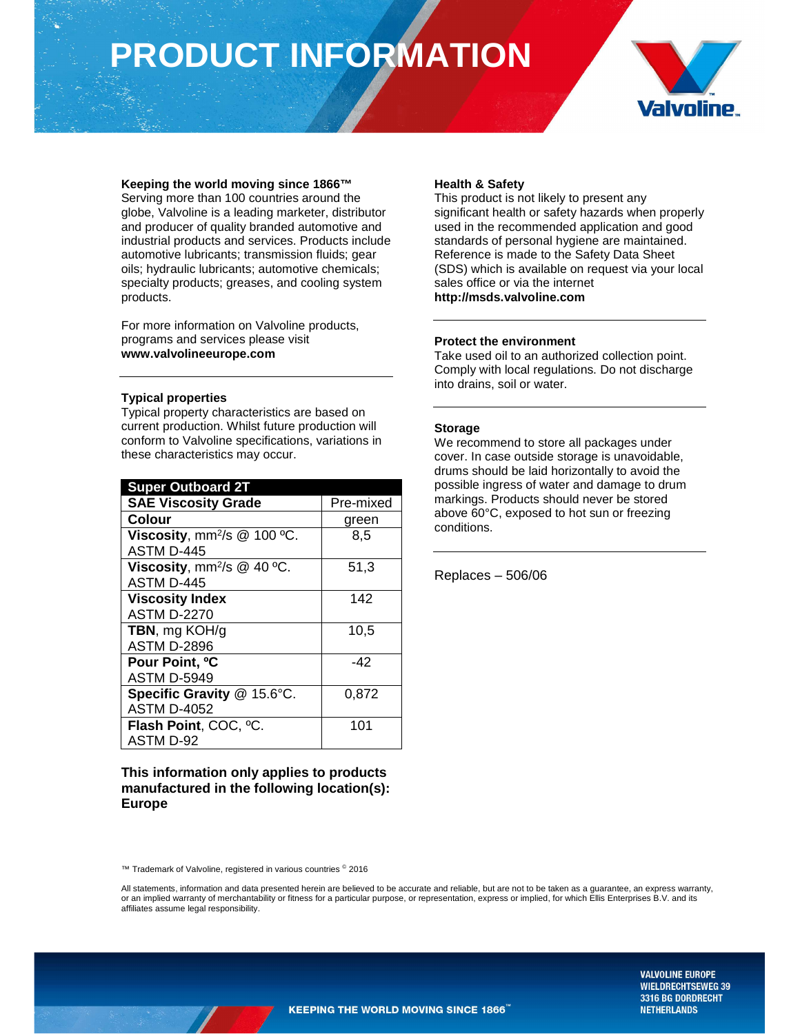# PRODUCT INFORMATION

**Keeping the world moving since 1866™**
Serving more than 100 countries around the globe, Valvoline is a leading marketer, distributor and producer of quality branded automotive and industrial products and services. Products include automotive lubricants; transmission fluids; gear oils; hydraulic lubricants; automotive chemicals; specialty products; greases, and cooling system products.

For more information on Valvoline products, programs and services please visit **www.valvolineeurope.com**

**Typical properties**
Typical property characteristics are based on current production. Whilst future production will conform to Valvoline specifications, variations in these characteristics may occur.

| **Super Outboard 2T** | |
|---|---|
| **SAE Viscosity Grade** | Pre-mixed |
| **Colour** | green |
| **Viscosity**, $mm^2/s$ @ 100 ºC. ASTM D-445 | 8,5 |
| **Viscosity**, $mm^2/s$ @ 40 ºC. ASTM D-445 | 51,3 |
| **Viscosity Index** ASTM D-2270 | 142 |
| **TBN**, mg KOH/g ASTM D-2896 | 10,5 |
| **Pour Point, ºC** ASTM D-5949 | -42 |
| **Specific Gravity** @ 15.6°C. ASTM D-4052 | 0,872 |
| **Flash Point**, COC, ºC. ASTM D-92 | 101 |

**This information only applies to products manufactured in the following location(s): Europe**

**Health & Safety**
This product is not likely to present any significant health or safety hazards when properly used in the recommended application and good standards of personal hygiene are maintained. Reference is made to the Safety Data Sheet (SDS) which is available on request via your local sales office or via the internet
**http://msds.valvoline.com**

**Protect the environment**
Take used oil to an authorized collection point. Comply with local regulations. Do not discharge into drains, soil or water.

**Storage**
We recommend to store all packages under cover. In case outside storage is unavoidable, drums should be laid horizontally to avoid the possible ingress of water and damage to drum markings. Products should never be stored above 60°C, exposed to hot sun or freezing conditions.

Replaces – 506/06

™ Trademark of Valvoline, registered in various countries © 2016

All statements, information and data presented herein are believed to be accurate and reliable, but are not to be taken as a guarantee, an express warranty, or an implied warranty of merchantability or fitness for a particular purpose, or representation, express or implied, for which Ellis Enterprises B.V. and its affiliates assume legal responsibility.

KEEPING THE WORLD MOVING SINCE 1866™

VALVOLINE EUROPE
WIELDRECHTSEWEG 39
3316 BG DORDRECHT
NETHERLANDS